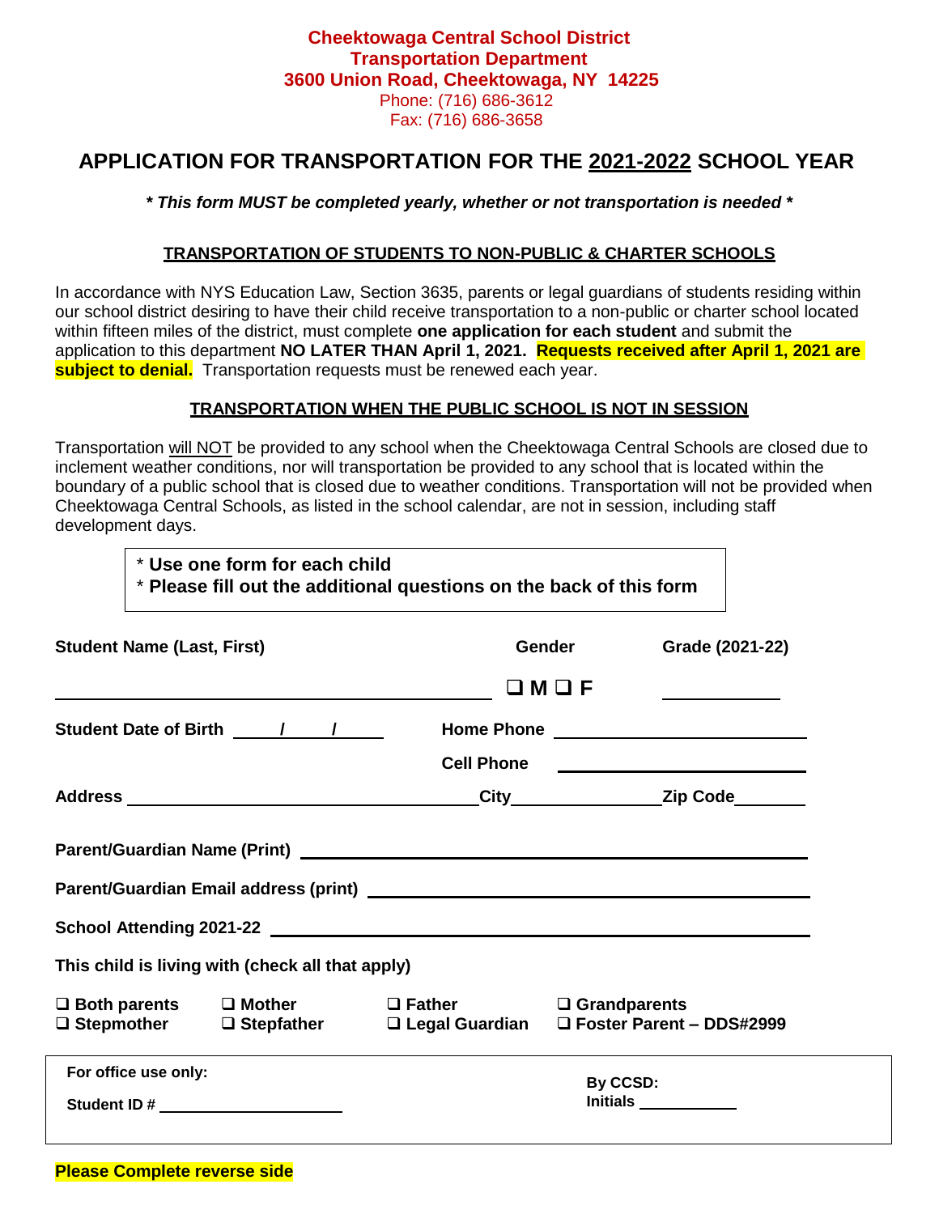**Cheektowaga Central School District**
**Transportation Department**
**3600 Union Road, Cheektowaga, NY 14225**
Phone: (716) 686-3612
Fax: (716) 686-3658

# APPLICATION FOR TRANSPORTATION FOR THE 2021-2022 SCHOOL YEAR

***\* This form MUST be completed yearly, whether or not transportation is needed \****

## TRANSPORTATION OF STUDENTS TO NON-PUBLIC & CHARTER SCHOOLS

In accordance with NYS Education Law, Section 3635, parents or legal guardians of students residing within our school district desiring to have their child receive transportation to a non-public or charter school located within fifteen miles of the district, must complete **one application for each student** and submit the application to this department **NO LATER THAN April 1, 2021. Requests received after April 1, 2021 are subject to denial.** Transportation requests must be renewed each year.

## TRANSPORTATION WHEN THE PUBLIC SCHOOL IS NOT IN SESSION

Transportation will NOT be provided to any school when the Cheektowaga Central Schools are closed due to inclement weather conditions, nor will transportation be provided to any school that is located within the boundary of a public school that is closed due to weather conditions. Transportation will not be provided when Cheektowaga Central Schools, as listed in the school calendar, are not in session, including staff development days.

> \* **Use one form for each child**
> \* **Please fill out the additional questions on the back of this form**

**Student Name (Last, First)** ______________________ **Gender** ❑ **M** ❑ **F** **Grade (2021-22)** __________

**Student Date of Birth** ____/____/____ **Home Phone** ______________________

**Cell Phone** ______________________

**Address** ______________________ **City** ______________ **Zip Code** ________

**Parent/Guardian Name (Print)** ______________________________________________

**Parent/Guardian Email address (print)** ______________________________________

**School Attending 2021-22** ______________________________________________

**This child is living with (check all that apply)**

❑ **Both parents** ❑ **Mother** ❑ **Father** ❑ **Grandparents**
❑ **Stepmother** ❑ **Stepfather** ❑ **Legal Guardian** ❑ **Foster Parent – DDS#2999**

**For office use only:**
**Student ID #** ______________________
**By CCSD:**
**Initials** ____________

**Please Complete reverse side**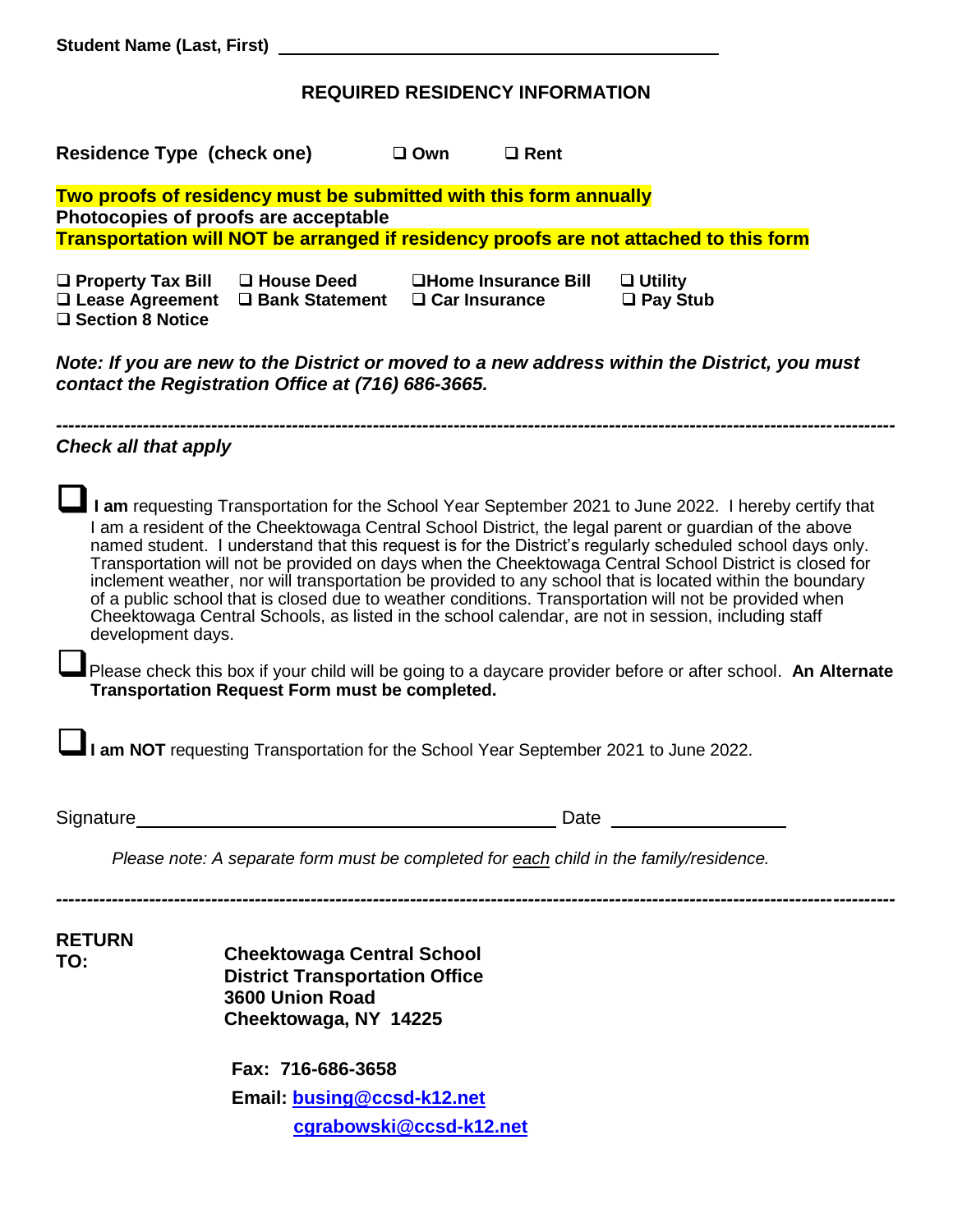**Student Name (Last, First)** \_\_\_\_\_\_\_\_\_\_\_\_\_\_\_\_\_\_\_\_\_\_\_\_\_\_\_\_\_\_\_\_\_\_\_\_\_\_\_\_

## REQUIRED RESIDENCY INFORMATION

**Residence Type (check one)** ❑ **Own** ❑ **Rent**

**Two proofs of residency must be submitted with this form annually**
**Photocopies of proofs are acceptable**
**Transportation will NOT be arranged if residency proofs are not attached to this form**

| | | | |
|---|---|---|---|
| ❑ **Property Tax Bill** | ❑ **House Deed** | ❑ **Home Insurance Bill** | ❑ **Utility** |
| ❑ **Lease Agreement** | ❑ **Bank Statement** | ❑ **Car Insurance** | ❑ **Pay Stub** |
| ❑ **Section 8 Notice** | | | |

***Note: If you are new to the District or moved to a new address within the District, you must contact the Registration Office at (716) 686-3665.***

---

***Check all that apply***

❑ **I am** requesting Transportation for the School Year September 2021 to June 2022. I hereby certify that I am a resident of the Cheektowaga Central School District, the legal parent or guardian of the above named student. I understand that this request is for the District's regularly scheduled school days only. Transportation will not be provided on days when the Cheektowaga Central School District is closed for inclement weather, nor will transportation be provided to any school that is located within the boundary of a public school that is closed due to weather conditions. Transportation will not be provided when Cheektowaga Central Schools, as listed in the school calendar, are not in session, including staff development days.

❑ Please check this box if your child will be going to a daycare provider before or after school. **An Alternate Transportation Request Form must be completed.**

❑ **I am NOT** requesting Transportation for the School Year September 2021 to June 2022.

Signature\_\_\_\_\_\_\_\_\_\_\_\_\_\_\_\_\_\_\_\_\_\_\_\_\_\_\_\_\_\_\_\_\_\_\_\_\_\_\_\_ Date \_\_\_\_\_\_\_\_\_\_\_\_\_\_\_\_\_\_

*Please note: A separate form must be completed for each child in the family/residence.*

---

**RETURN TO:**

**Cheektowaga Central School**
**District Transportation Office**
**3600 Union Road**
**Cheektowaga, NY 14225**

**Fax: 716-686-3658**

**Email: busing@ccsd-k12.net**
**cgrabowski@ccsd-k12.net**